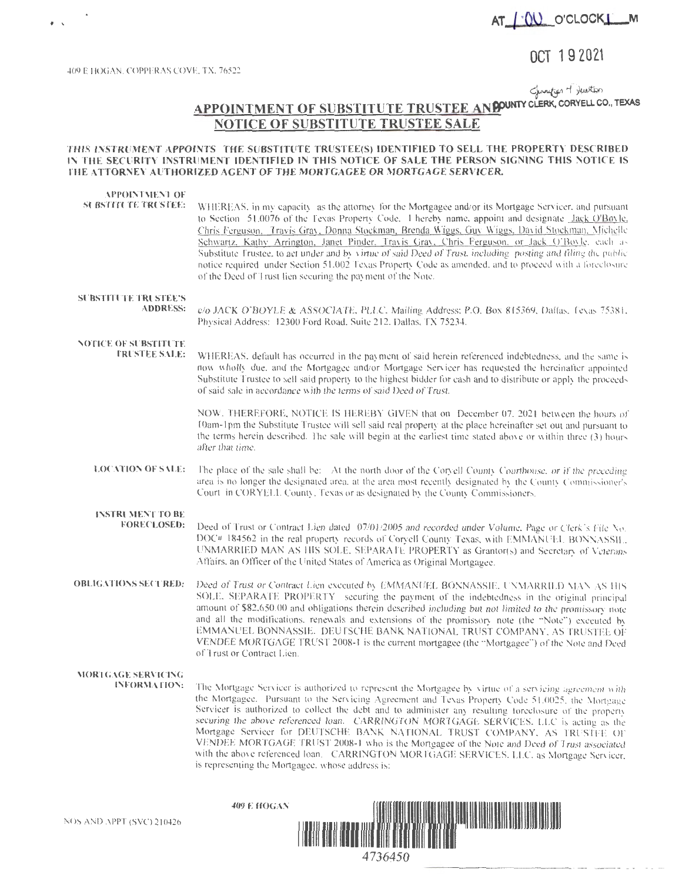AT 1:00 O'CLOCK P M

OCT 19 2021

409 E HOGAN, COPPERAS COVE, TX 76522

Jennifer Hutton
COUNTY CLERK, CORYELL CO., TEXAS

# APPOINTMENT OF SUBSTITUTE TRUSTEE AND NOTICE OF SUBSTITUTE TRUSTEE SALE

***THIS INSTRUMENT APPOINTS THE SUBSTITUTE TRUSTEE(S) IDENTIFIED TO SELL THE PROPERTY DESCRIBED IN THE SECURITY INSTRUMENT IDENTIFIED IN THIS NOTICE OF SALE THE PERSON SIGNING THIS NOTICE IS THE ATTORNEY AUTHORIZED AGENT OF THE MORTGAGEE OR MORTGAGE SERVICER.***

**APPOINTMENT OF SUBSTITUTE TRUSTEE:** WHEREAS, in my capacity as the attorney for the Mortgagee and/or its Mortgage Servicer, and pursuant to Section 51.0076 of the Texas Property Code, I hereby name, appoint and designate Jack O'Boyle, Chris Ferguson, Travis Gray, Donna Stockman, Brenda Wiggs, Guy Wiggs, David Stockman, Michelle Schwartz, Kathy Arrington, Janet Pinder, Travis Gray, Chris Ferguson, or Jack O'Boyle, each as Substitute Trustee, to act under and by virtue of said Deed of Trust, including posting and filing the public notice required under Section 51.002 Texas Property Code as amended, and to proceed with a foreclosure of the Deed of Trust lien securing the payment of the Note.

**SUBSTITUTE TRUSTEE'S ADDRESS:** c/o JACK O'BOYLE & ASSOCIATE, PLLC, Mailing Address: P.O. Box 815369, Dallas, Texas 75381, Physical Address: 12300 Ford Road, Suite 212, Dallas, TX 75234.

**NOTICE OF SUBSTITUTE TRUSTEE SALE:** WHEREAS, default has occurred in the payment of said herein referenced indebtedness, and the same is now wholly due, and the Mortgagee and/or Mortgage Servicer has requested the hereinafter appointed Substitute Trustee to sell said property to the highest bidder for cash and to distribute or apply the proceeds of said sale in accordance with the terms of said Deed of Trust.

NOW, THEREFORE, NOTICE IS HEREBY GIVEN that on December 07, 2021 between the hours of 10am-1pm the Substitute Trustee will sell said real property at the place hereinafter set out and pursuant to the terms herein described. The sale will begin at the earliest time stated above or within three (3) hours after that time.

**LOCATION OF SALE:** The place of the sale shall be: At the north door of the Coryell County Courthouse, or if the preceding area is no longer the designated area, at the area most recently designated by the County Commissioner's Court in CORYELL County, Texas or as designated by the County Commissioners.

**INSTRUMENT TO BE FORECLOSED:** Deed of Trust or Contract Lien dated 07/01/2005 and recorded under Volume, Page or Clerk's File No. DOC# 184562 in the real property records of Coryell County Texas, with EMMANUEL BONNASSIE, UNMARRIED MAN AS HIS SOLE, SEPARATE PROPERTY as Grantor(s) and Secretary of Veterans Affairs, an Officer of the United States of America as Original Mortgagee.

**OBLIGATIONS SECURED:** Deed of Trust or Contract Lien executed by EMMANUEL BONNASSIE, UNMARRIED MAN AS HIS SOLE, SEPARATE PROPERTY securing the payment of the indebtedness in the original principal amount of $82,650.00 and obligations therein described including but not limited to the promissory note and all the modifications, renewals and extensions of the promissory note (the "Note") executed by EMMANUEL BONNASSIE. DEUTSCHE BANK NATIONAL TRUST COMPANY, AS TRUSTEE OF VENDEE MORTGAGE TRUST 2008-1 is the current mortgagee (the "Mortgagee") of the Note and Deed of Trust or Contract Lien.

**MORTGAGE SERVICING INFORMATION:** The Mortgage Servicer is authorized to represent the Mortgagee by virtue of a servicing agreement with the Mortgagee. Pursuant to the Servicing Agreement and Texas Property Code 51.0025, the Mortgage Servicer is authorized to collect the debt and to administer any resulting foreclosure of the property securing the above referenced loan. CARRINGTON MORTGAGE SERVICES, LLC is acting as the Mortgage Servicer for DEUTSCHE BANK NATIONAL TRUST COMPANY, AS TRUSTEE OF VENDEE MORTGAGE TRUST 2008-1 who is the Mortgagee of the Note and Deed of Trust associated with the above referenced loan. CARRINGTON MORTGAGE SERVICES, LLC, as Mortgage Servicer, is representing the Mortgagee, whose address is:

NOS AND APPT (SVC) 210426

409 E HOGAN

4736450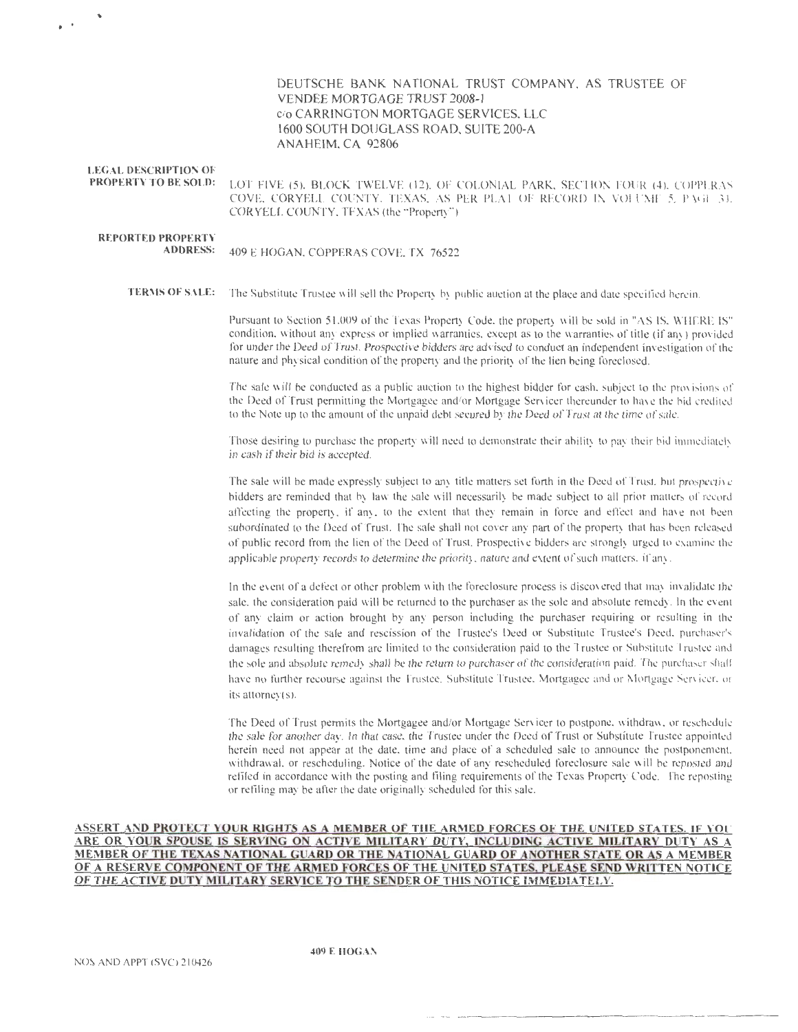DEUTSCHE BANK NATIONAL TRUST COMPANY, AS TRUSTEE OF VENDEE MORTGAGE TRUST 2008-1
c/o CARRINGTON MORTGAGE SERVICES, LLC
1600 SOUTH DOUGLASS ROAD, SUITE 200-A
ANAHEIM, CA 92806

**LEGAL DESCRIPTION OF PROPERTY TO BE SOLD:** LOT FIVE (5), BLOCK TWELVE (12), OF COLONIAL PARK, SECTION FOUR (4), COPPERAS COVE, CORYELL COUNTY, TEXAS, AS PER PLAT OF RECORD IN VOLUME 5, PAGE 31, CORYELL COUNTY, TEXAS (the "Property")

**REPORTED PROPERTY ADDRESS:** 409 E HOGAN, COPPERAS COVE, TX 76522

**TERMS OF SALE:** The Substitute Trustee will sell the Property by public auction at the place and date specified herein.

Pursuant to Section 51.009 of the Texas Property Code, the property will be sold in "AS IS, WHERE IS" condition, without any express or implied warranties, except as to the warranties of title (if any) provided for under the Deed of Trust. Prospective bidders are advised to conduct an independent investigation of the nature and physical condition of the property and the priority of the lien being foreclosed.

The sale will be conducted as a public auction to the highest bidder for cash, subject to the provisions of the Deed of Trust permitting the Mortgagee and/or Mortgage Servicer thereunder to have the bid credited to the Note up to the amount of the unpaid debt secured by the Deed of Trust at the time of sale.

Those desiring to purchase the property will need to demonstrate their ability to pay their bid immediately in cash if their bid is accepted.

The sale will be made expressly subject to any title matters set forth in the Deed of Trust, but prospective bidders are reminded that by law the sale will necessarily be made subject to all prior matters of record affecting the property, if any, to the extent that they remain in force and effect and have not been subordinated to the Deed of Trust. The sale shall not cover any part of the property that has been released of public record from the lien of the Deed of Trust. Prospective bidders are strongly urged to examine the applicable property records to determine the priority, nature and extent of such matters, if any.

In the event of a defect or other problem with the foreclosure process is discovered that may invalidate the sale, the consideration paid will be returned to the purchaser as the sole and absolute remedy. In the event of any claim or action brought by any person including the purchaser requiring or resulting in the invalidation of the sale and rescission of the Trustee's Deed or Substitute Trustee's Deed, purchaser's damages resulting therefrom are limited to the consideration paid to the Trustee or Substitute Trustee and the sole and absolute remedy shall be the return to purchaser of the consideration paid. The purchaser shall have no further recourse against the Trustee, Substitute Trustee, Mortgagee and or Mortgage Servicer, or its attorney(s).

The Deed of Trust permits the Mortgagee and/or Mortgage Servicer to postpone, withdraw, or reschedule the sale for another day. In that case, the Trustee under the Deed of Trust or Substitute Trustee appointed herein need not appear at the date, time and place of a scheduled sale to announce the postponement, withdrawal, or rescheduling. Notice of the date of any rescheduled foreclosure sale will be reposted and refiled in accordance with the posting and filing requirements of the Texas Property Code. The reposting or refiling may be after the date originally scheduled for this sale.

**ASSERT AND PROTECT YOUR RIGHTS AS A MEMBER OF THE ARMED FORCES OF THE UNITED STATES. IF YOU ARE OR YOUR SPOUSE IS SERVING ON ACTIVE MILITARY DUTY, INCLUDING ACTIVE MILITARY DUTY AS A MEMBER OF THE TEXAS NATIONAL GUARD OR THE NATIONAL GUARD OF ANOTHER STATE OR AS A MEMBER OF A RESERVE COMPONENT OF THE ARMED FORCES OF THE UNITED STATES, PLEASE SEND WRITTEN NOTICE OF THE ACTIVE DUTY MILITARY SERVICE TO THE SENDER OF THIS NOTICE IMMEDIATELY.**

NOS AND APPT (SVC) 210426

409 E HOGAN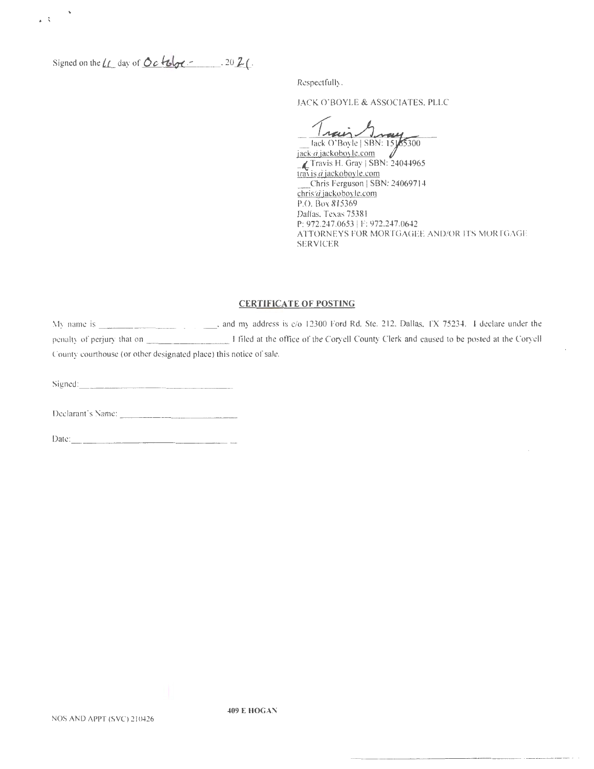Signed on the 11 day of October, 2021.

Respectfully,

JACK O'BOYLE & ASSOCIATES, PLLC

Travis Gray

\_\_ Jack O'Boyle | SBN: 15165300
jack@jackoboyle.com
✓ Travis H. Gray | SBN: 24044965
travis@jackoboyle.com
\_\_ Chris Ferguson | SBN: 24069714
chris@jackoboyle.com
P.O. Box 815369
Dallas, Texas 75381
P: 972.247.0653 | F: 972.247.0642
ATTORNEYS FOR MORTGAGEE AND/OR ITS MORTGAGE SERVICER

## CERTIFICATE OF POSTING

My name is \_\_\_\_\_\_\_\_\_\_\_\_\_\_\_\_\_\_\_\_\_\_\_\_, and my address is c/o 12300 Ford Rd. Ste. 212, Dallas, TX 75234. I declare under the penalty of perjury that on \_\_\_\_\_\_\_\_\_\_\_\_\_\_\_\_\_\_ I filed at the office of the Coryell County Clerk and caused to be posted at the Coryell County courthouse (or other designated place) this notice of sale.

Signed: \_\_\_\_\_\_\_\_\_\_\_\_\_\_\_\_\_\_\_\_\_\_\_\_\_\_\_\_\_\_

Declarant's Name: \_\_\_\_\_\_\_\_\_\_\_\_\_\_\_\_\_\_\_\_\_\_\_\_

Date: \_\_\_\_\_\_\_\_\_\_\_\_\_\_\_\_\_\_\_\_\_\_\_\_\_\_\_\_\_\_\_\_

NOS AND APPT (SVC) 210426

**409 E HOGAN**